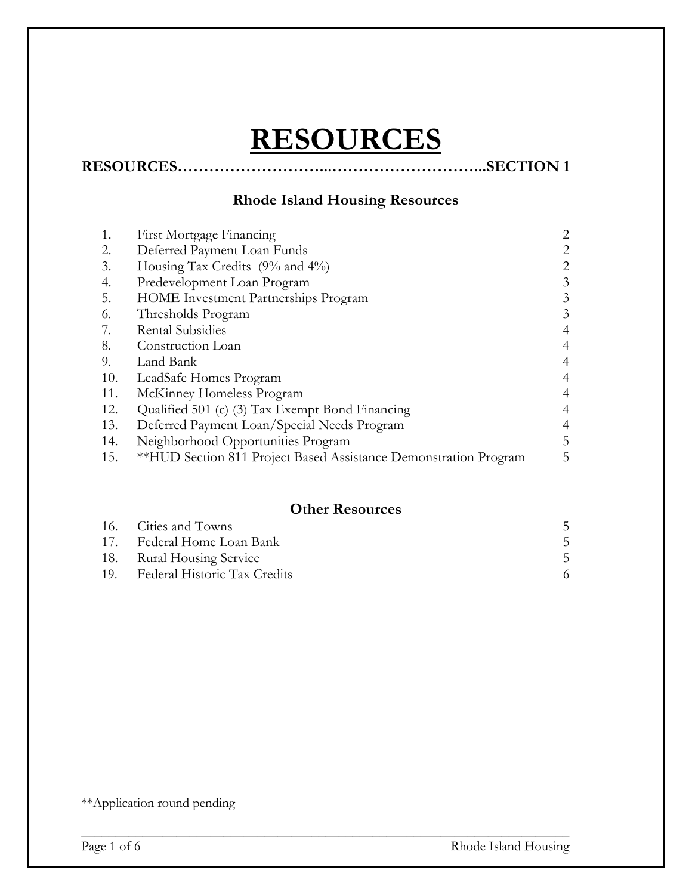# RESOURCES

**RESOURCES……………………...………………………...SECTION 1**

## Rhode Island Housing Resources

| | | |
|---|---|---|
| 1. | First Mortgage Financing | 2 |
| 2. | Deferred Payment Loan Funds | 2 |
| 3. | Housing Tax Credits (9% and 4%) | 2 |
| 4. | Predevelopment Loan Program | 3 |
| 5. | HOME Investment Partnerships Program | 3 |
| 6. | Thresholds Program | 3 |
| 7. | Rental Subsidies | 4 |
| 8. | Construction Loan | 4 |
| 9. | Land Bank | 4 |
| 10. | LeadSafe Homes Program | 4 |
| 11. | McKinney Homeless Program | 4 |
| 12. | Qualified 501 (c) (3) Tax Exempt Bond Financing | 4 |
| 13. | Deferred Payment Loan/Special Needs Program | 4 |
| 14. | Neighborhood Opportunities Program | 5 |
| 15. | **HUD Section 811 Project Based Assistance Demonstration Program | 5 |

## Other Resources

| | | |
|---|---|---|
| 16. | Cities and Towns | 5 |
| 17. | Federal Home Loan Bank | 5 |
| 18. | Rural Housing Service | 5 |
| 19. | Federal Historic Tax Credits | 6 |

**Application round pending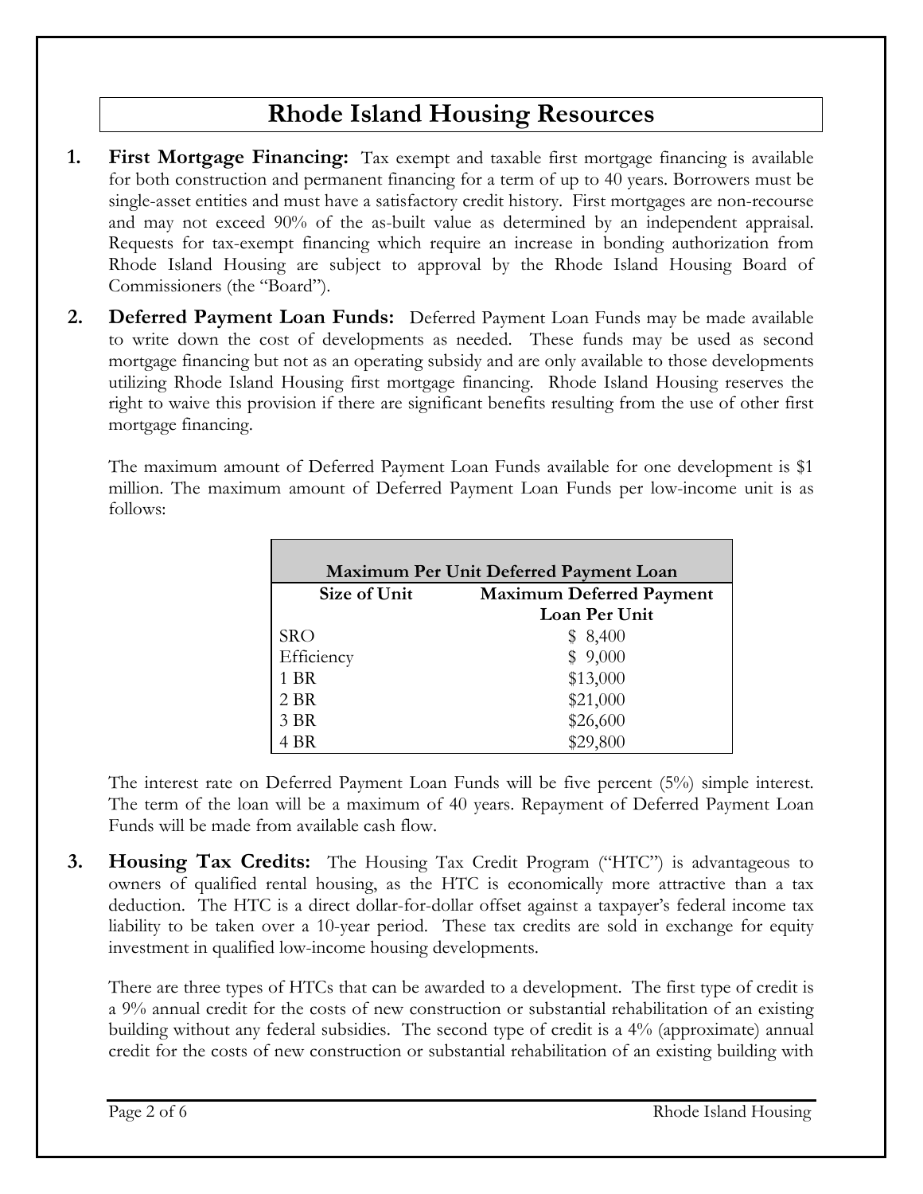# Rhode Island Housing Resources

1. **First Mortgage Financing:** Tax exempt and taxable first mortgage financing is available for both construction and permanent financing for a term of up to 40 years. Borrowers must be single-asset entities and must have a satisfactory credit history. First mortgages are non-recourse and may not exceed 90% of the as-built value as determined by an independent appraisal. Requests for tax-exempt financing which require an increase in bonding authorization from Rhode Island Housing are subject to approval by the Rhode Island Housing Board of Commissioners (the "Board").

2. **Deferred Payment Loan Funds:** Deferred Payment Loan Funds may be made available to write down the cost of developments as needed. These funds may be used as second mortgage financing but not as an operating subsidy and are only available to those developments utilizing Rhode Island Housing first mortgage financing. Rhode Island Housing reserves the right to waive this provision if there are significant benefits resulting from the use of other first mortgage financing.

   The maximum amount of Deferred Payment Loan Funds available for one development is $1 million. The maximum amount of Deferred Payment Loan Funds per low-income unit is as follows:

   | Maximum Per Unit Deferred Payment Loan | |
   |---|---|
   | **Size of Unit** | **Maximum Deferred Payment Loan Per Unit** |
   | SRO | $ 8,400 |
   | Efficiency | $ 9,000 |
   | 1 BR | $13,000 |
   | 2 BR | $21,000 |
   | 3 BR | $26,600 |
   | 4 BR | $29,800 |

   The interest rate on Deferred Payment Loan Funds will be five percent (5%) simple interest. The term of the loan will be a maximum of 40 years. Repayment of Deferred Payment Loan Funds will be made from available cash flow.

3. **Housing Tax Credits:** The Housing Tax Credit Program ("HTC") is advantageous to owners of qualified rental housing, as the HTC is economically more attractive than a tax deduction. The HTC is a direct dollar-for-dollar offset against a taxpayer's federal income tax liability to be taken over a 10-year period. These tax credits are sold in exchange for equity investment in qualified low-income housing developments.

   There are three types of HTCs that can be awarded to a development. The first type of credit is a 9% annual credit for the costs of new construction or substantial rehabilitation of an existing building without any federal subsidies. The second type of credit is a 4% (approximate) annual credit for the costs of new construction or substantial rehabilitation of an existing building with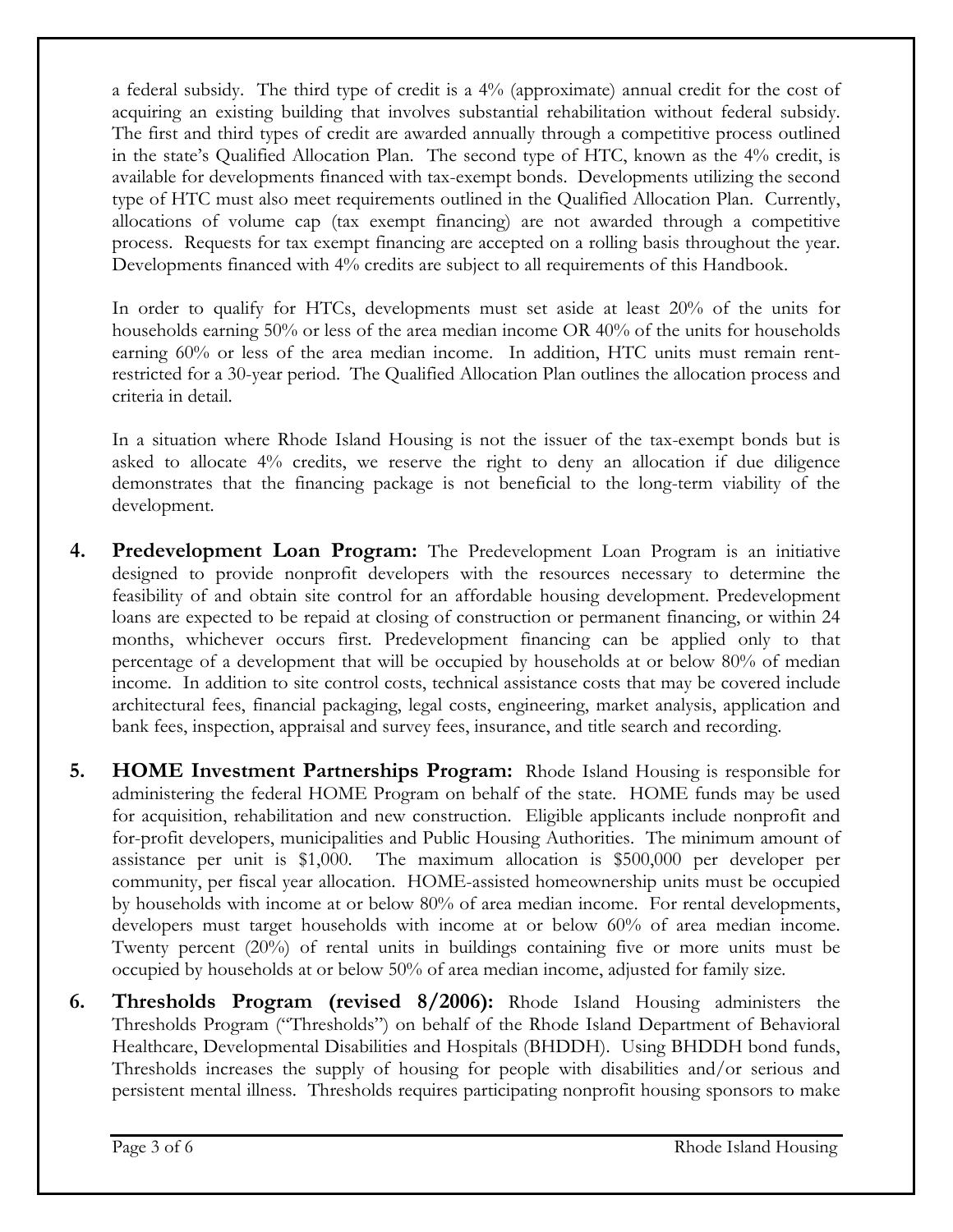a federal subsidy. The third type of credit is a 4% (approximate) annual credit for the cost of acquiring an existing building that involves substantial rehabilitation without federal subsidy. The first and third types of credit are awarded annually through a competitive process outlined in the state's Qualified Allocation Plan. The second type of HTC, known as the 4% credit, is available for developments financed with tax-exempt bonds. Developments utilizing the second type of HTC must also meet requirements outlined in the Qualified Allocation Plan. Currently, allocations of volume cap (tax exempt financing) are not awarded through a competitive process. Requests for tax exempt financing are accepted on a rolling basis throughout the year. Developments financed with 4% credits are subject to all requirements of this Handbook.

In order to qualify for HTCs, developments must set aside at least 20% of the units for households earning 50% or less of the area median income OR 40% of the units for households earning 60% or less of the area median income. In addition, HTC units must remain rent-restricted for a 30-year period. The Qualified Allocation Plan outlines the allocation process and criteria in detail.

In a situation where Rhode Island Housing is not the issuer of the tax-exempt bonds but is asked to allocate 4% credits, we reserve the right to deny an allocation if due diligence demonstrates that the financing package is not beneficial to the long-term viability of the development.

4. **Predevelopment Loan Program:** The Predevelopment Loan Program is an initiative designed to provide nonprofit developers with the resources necessary to determine the feasibility of and obtain site control for an affordable housing development. Predevelopment loans are expected to be repaid at closing of construction or permanent financing, or within 24 months, whichever occurs first. Predevelopment financing can be applied only to that percentage of a development that will be occupied by households at or below 80% of median income. In addition to site control costs, technical assistance costs that may be covered include architectural fees, financial packaging, legal costs, engineering, market analysis, application and bank fees, inspection, appraisal and survey fees, insurance, and title search and recording.

5. **HOME Investment Partnerships Program:** Rhode Island Housing is responsible for administering the federal HOME Program on behalf of the state. HOME funds may be used for acquisition, rehabilitation and new construction. Eligible applicants include nonprofit and for-profit developers, municipalities and Public Housing Authorities. The minimum amount of assistance per unit is $1,000. The maximum allocation is $500,000 per developer per community, per fiscal year allocation. HOME-assisted homeownership units must be occupied by households with income at or below 80% of area median income. For rental developments, developers must target households with income at or below 60% of area median income. Twenty percent (20%) of rental units in buildings containing five or more units must be occupied by households at or below 50% of area median income, adjusted for family size.

6. **Thresholds Program (revised 8/2006):** Rhode Island Housing administers the Thresholds Program ("Thresholds") on behalf of the Rhode Island Department of Behavioral Healthcare, Developmental Disabilities and Hospitals (BHDDH). Using BHDDH bond funds, Thresholds increases the supply of housing for people with disabilities and/or serious and persistent mental illness. Thresholds requires participating nonprofit housing sponsors to make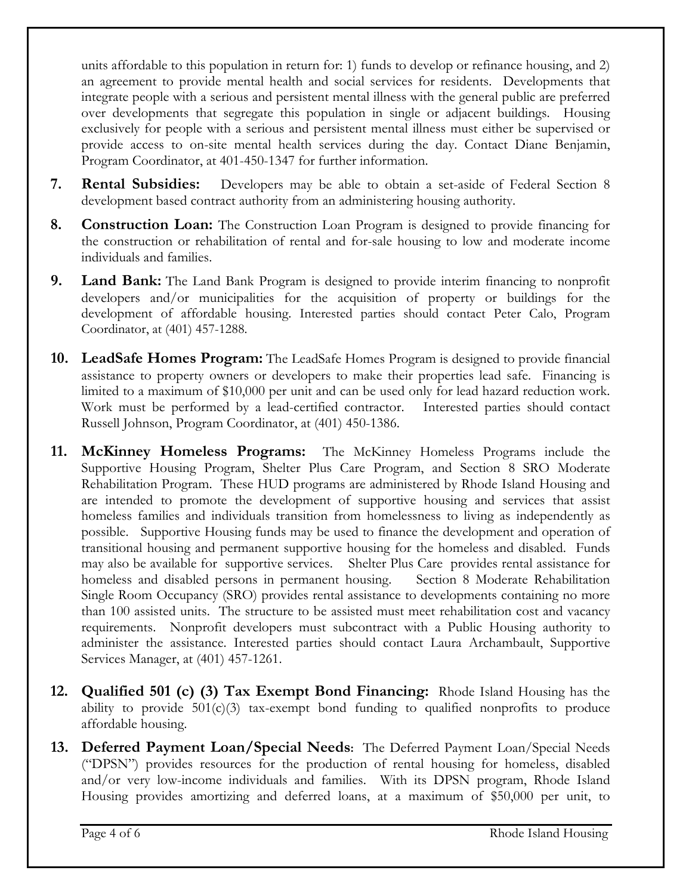units affordable to this population in return for: 1) funds to develop or refinance housing, and 2) an agreement to provide mental health and social services for residents. Developments that integrate people with a serious and persistent mental illness with the general public are preferred over developments that segregate this population in single or adjacent buildings. Housing exclusively for people with a serious and persistent mental illness must either be supervised or provide access to on-site mental health services during the day. Contact Diane Benjamin, Program Coordinator, at 401-450-1347 for further information.

7. **Rental Subsidies:** Developers may be able to obtain a set-aside of Federal Section 8 development based contract authority from an administering housing authority.

8. **Construction Loan:** The Construction Loan Program is designed to provide financing for the construction or rehabilitation of rental and for-sale housing to low and moderate income individuals and families.

9. **Land Bank:** The Land Bank Program is designed to provide interim financing to nonprofit developers and/or municipalities for the acquisition of property or buildings for the development of affordable housing. Interested parties should contact Peter Calo, Program Coordinator, at (401) 457-1288.

10. **LeadSafe Homes Program:** The LeadSafe Homes Program is designed to provide financial assistance to property owners or developers to make their properties lead safe. Financing is limited to a maximum of $10,000 per unit and can be used only for lead hazard reduction work. Work must be performed by a lead-certified contractor. Interested parties should contact Russell Johnson, Program Coordinator, at (401) 450-1386.

11. **McKinney Homeless Programs:** The McKinney Homeless Programs include the Supportive Housing Program, Shelter Plus Care Program, and Section 8 SRO Moderate Rehabilitation Program. These HUD programs are administered by Rhode Island Housing and are intended to promote the development of supportive housing and services that assist homeless families and individuals transition from homelessness to living as independently as possible. Supportive Housing funds may be used to finance the development and operation of transitional housing and permanent supportive housing for the homeless and disabled. Funds may also be available for supportive services. Shelter Plus Care provides rental assistance for homeless and disabled persons in permanent housing. Section 8 Moderate Rehabilitation Single Room Occupancy (SRO) provides rental assistance to developments containing no more than 100 assisted units. The structure to be assisted must meet rehabilitation cost and vacancy requirements. Nonprofit developers must subcontract with a Public Housing authority to administer the assistance. Interested parties should contact Laura Archambault, Supportive Services Manager, at (401) 457-1261.

12. **Qualified 501 (c) (3) Tax Exempt Bond Financing:** Rhode Island Housing has the ability to provide 501(c)(3) tax-exempt bond funding to qualified nonprofits to produce affordable housing.

13. **Deferred Payment Loan/Special Needs**: The Deferred Payment Loan/Special Needs ("DPSN") provides resources for the production of rental housing for homeless, disabled and/or very low-income individuals and families. With its DPSN program, Rhode Island Housing provides amortizing and deferred loans, at a maximum of $50,000 per unit, to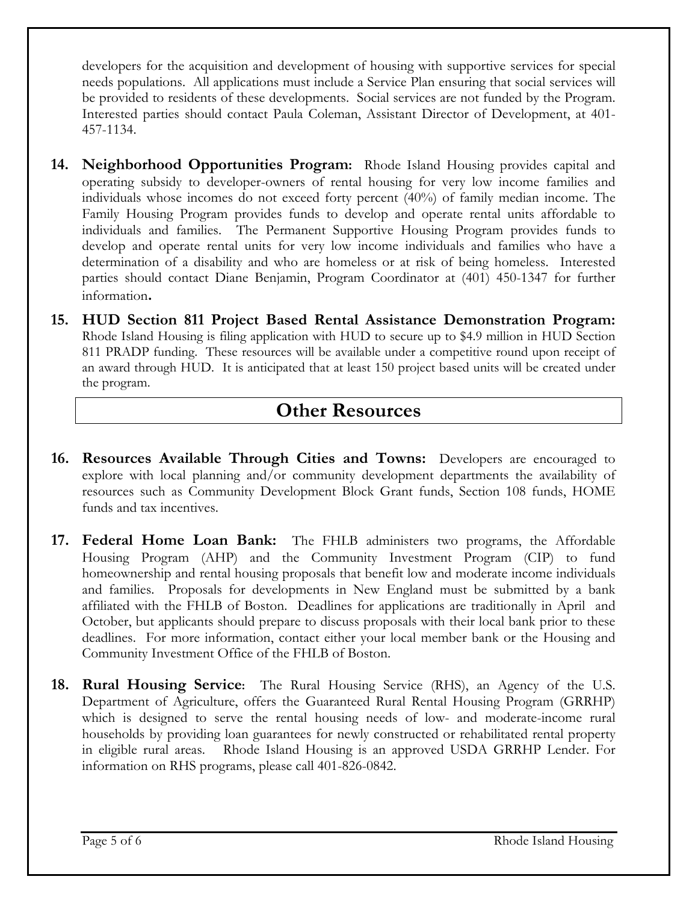developers for the acquisition and development of housing with supportive services for special needs populations. All applications must include a Service Plan ensuring that social services will be provided to residents of these developments. Social services are not funded by the Program. Interested parties should contact Paula Coleman, Assistant Director of Development, at 401-457-1134.

14. **Neighborhood Opportunities Program:** Rhode Island Housing provides capital and operating subsidy to developer-owners of rental housing for very low income families and individuals whose incomes do not exceed forty percent (40%) of family median income. The Family Housing Program provides funds to develop and operate rental units affordable to individuals and families. The Permanent Supportive Housing Program provides funds to develop and operate rental units for very low income individuals and families who have a determination of a disability and who are homeless or at risk of being homeless. Interested parties should contact Diane Benjamin, Program Coordinator at (401) 450-1347 for further information.

15. **HUD Section 811 Project Based Rental Assistance Demonstration Program:** Rhode Island Housing is filing application with HUD to secure up to $4.9 million in HUD Section 811 PRADP funding. These resources will be available under a competitive round upon receipt of an award through HUD. It is anticipated that at least 150 project based units will be created under the program.

## Other Resources

16. **Resources Available Through Cities and Towns:** Developers are encouraged to explore with local planning and/or community development departments the availability of resources such as Community Development Block Grant funds, Section 108 funds, HOME funds and tax incentives.

17. **Federal Home Loan Bank:** The FHLB administers two programs, the Affordable Housing Program (AHP) and the Community Investment Program (CIP) to fund homeownership and rental housing proposals that benefit low and moderate income individuals and families. Proposals for developments in New England must be submitted by a bank affiliated with the FHLB of Boston. Deadlines for applications are traditionally in April and October, but applicants should prepare to discuss proposals with their local bank prior to these deadlines. For more information, contact either your local member bank or the Housing and Community Investment Office of the FHLB of Boston.

18. **Rural Housing Service:** The Rural Housing Service (RHS), an Agency of the U.S. Department of Agriculture, offers the Guaranteed Rural Rental Housing Program (GRRHP) which is designed to serve the rental housing needs of low- and moderate-income rural households by providing loan guarantees for newly constructed or rehabilitated rental property in eligible rural areas. Rhode Island Housing is an approved USDA GRRHP Lender. For information on RHS programs, please call 401-826-0842.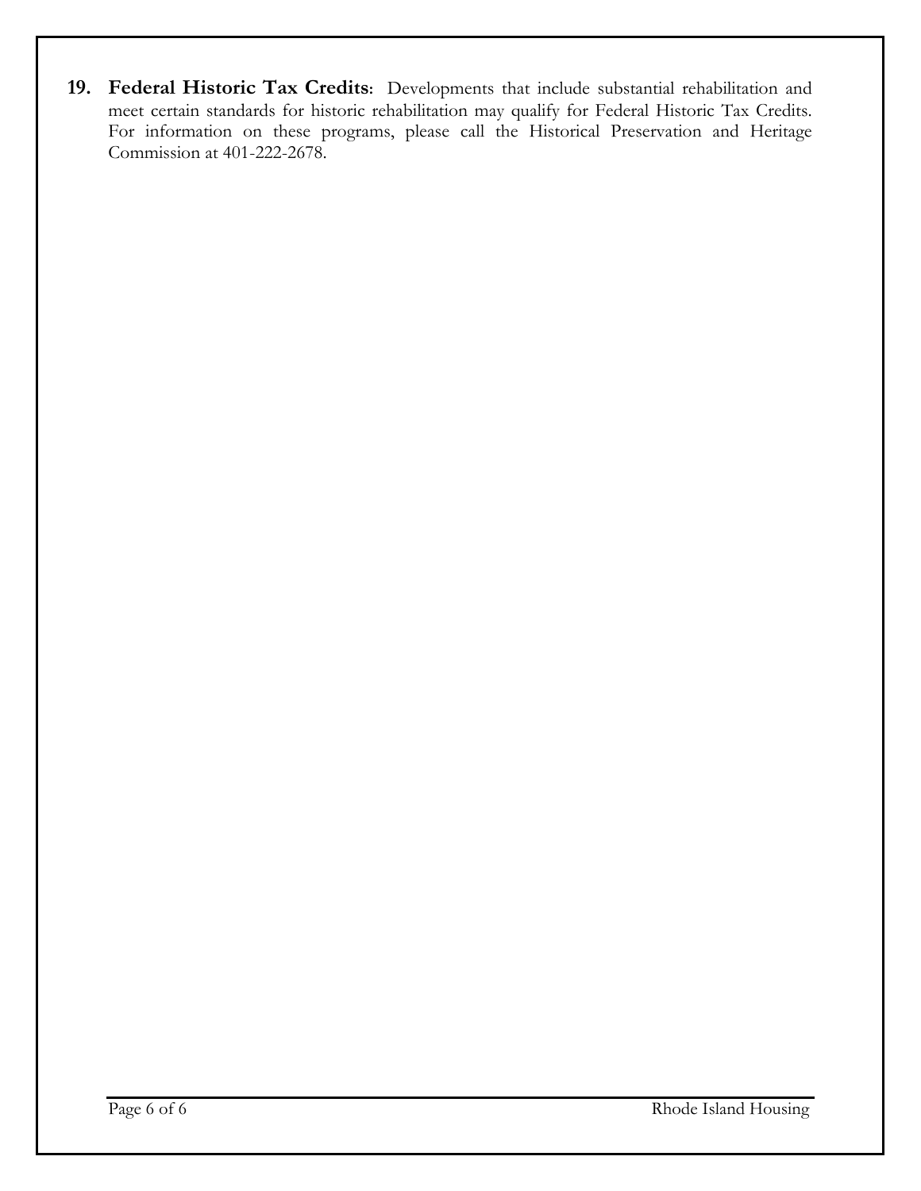19. **Federal Historic Tax Credits**: Developments that include substantial rehabilitation and meet certain standards for historic rehabilitation may qualify for Federal Historic Tax Credits. For information on these programs, please call the Historical Preservation and Heritage Commission at 401-222-2678.